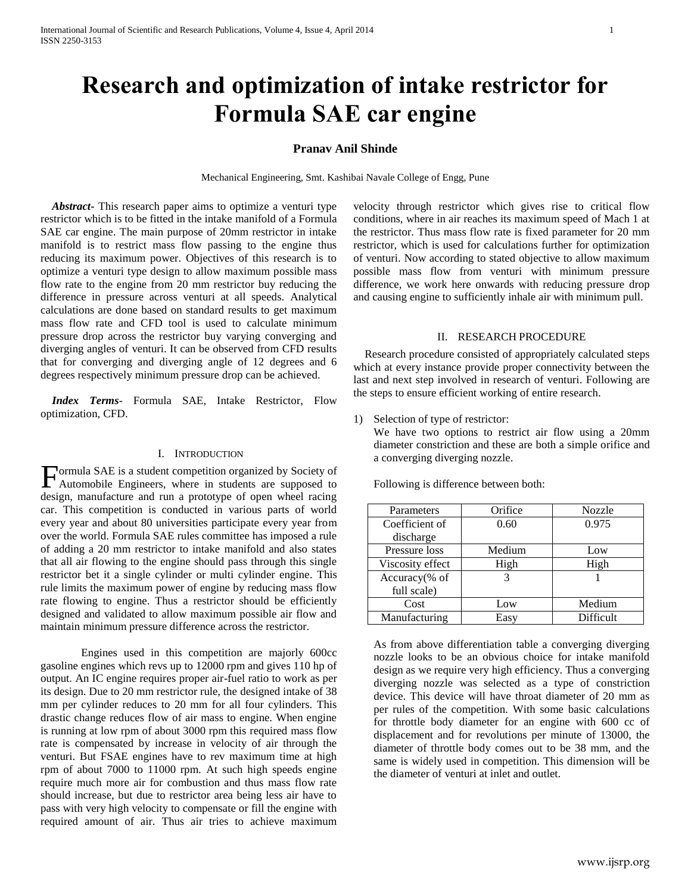# Research and optimization of intake restrictor for Formula SAE car engine

**Pranav Anil Shinde**

Mechanical Engineering, Smt. Kashibai Navale College of Engg, Pune

***Abstract-*** This research paper aims to optimize a venturi type restrictor which is to be fitted in the intake manifold of a Formula SAE car engine. The main purpose of 20mm restrictor in intake manifold is to restrict mass flow passing to the engine thus reducing its maximum power. Objectives of this research is to optimize a venturi type design to allow maximum possible mass flow rate to the engine from 20 mm restrictor buy reducing the difference in pressure across venturi at all speeds. Analytical calculations are done based on standard results to get maximum mass flow rate and CFD tool is used to calculate minimum pressure drop across the restrictor buy varying converging and diverging angles of venturi. It can be observed from CFD results that for converging and diverging angle of 12 degrees and 6 degrees respectively minimum pressure drop can be achieved.

***Index Terms-*** Formula SAE, Intake Restrictor, Flow optimization, CFD.

## I. Introduction

Formula SAE is a student competition organized by Society of Automobile Engineers, where in students are supposed to design, manufacture and run a prototype of open wheel racing car. This competition is conducted in various parts of world every year and about 80 universities participate every year from over the world. Formula SAE rules committee has imposed a rule of adding a 20 mm restrictor to intake manifold and also states that all air flowing to the engine should pass through this single restrictor bet it a single cylinder or multi cylinder engine. This rule limits the maximum power of engine by reducing mass flow rate flowing to engine. Thus a restrictor should be efficiently designed and validated to allow maximum possible air flow and maintain minimum pressure difference across the restrictor.

Engines used in this competition are majorly 600cc gasoline engines which revs up to 12000 rpm and gives 110 hp of output. An IC engine requires proper air-fuel ratio to work as per its design. Due to 20 mm restrictor rule, the designed intake of 38 mm per cylinder reduces to 20 mm for all four cylinders. This drastic change reduces flow of air mass to engine. When engine is running at low rpm of about 3000 rpm this required mass flow rate is compensated by increase in velocity of air through the venturi. But FSAE engines have to rev maximum time at high rpm of about 7000 to 11000 rpm. At such high speeds engine require much more air for combustion and thus mass flow rate should increase, but due to restrictor area being less air have to pass with very high velocity to compensate or fill the engine with required amount of air. Thus air tries to achieve maximum velocity through restrictor which gives rise to critical flow conditions, where in air reaches its maximum speed of Mach 1 at the restrictor. Thus mass flow rate is fixed parameter for 20 mm restrictor, which is used for calculations further for optimization of venturi. Now according to stated objective to allow maximum possible mass flow from venturi with minimum pressure difference, we work here onwards with reducing pressure drop and causing engine to sufficiently inhale air with minimum pull.

## II. Research Procedure

Research procedure consisted of appropriately calculated steps which at every instance provide proper connectivity between the last and next step involved in research of venturi. Following are the steps to ensure efficient working of entire research.

1) Selection of type of restrictor:
   We have two options to restrict air flow using a 20mm diameter constriction and these are both a simple orifice and a converging diverging nozzle.

   Following is difference between both:

| Parameters | Orifice | Nozzle |
|---|---|---|
| Coefficient of discharge | 0.60 | 0.975 |
| Pressure loss | Medium | Low |
| Viscosity effect | High | High |
| Accuracy(% of full scale) | 3 | 1 |
| Cost | Low | Medium |
| Manufacturing | Easy | Difficult |

   As from above differentiation table a converging diverging nozzle looks to be an obvious choice for intake manifold design as we require very high efficiency. Thus a converging diverging nozzle was selected as a type of constriction device. This device will have throat diameter of 20 mm as per rules of the competition. With some basic calculations for throttle body diameter for an engine with 600 cc of displacement and for revolutions per minute of 13000, the diameter of throttle body comes out to be 38 mm, and the same is widely used in competition. This dimension will be the diameter of venturi at inlet and outlet.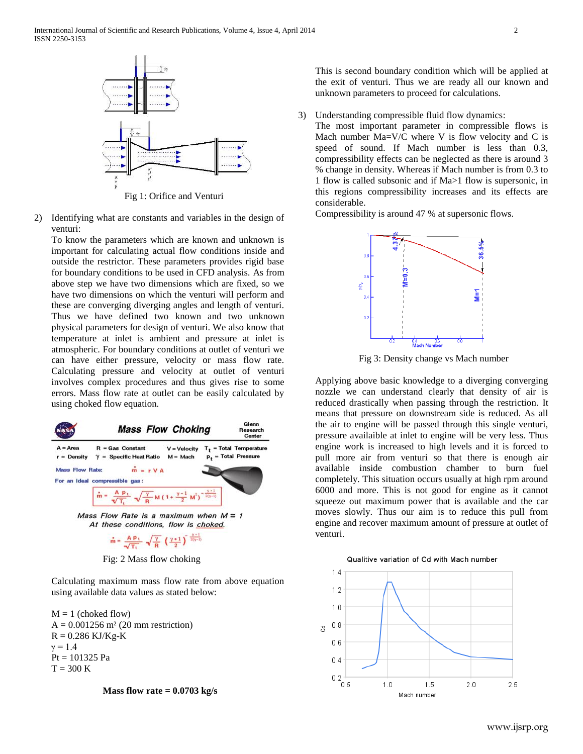Fig 1: Orifice and Venturi

2) Identifying what are constants and variables in the design of venturi:
   To know the parameters which are known and unknown is important for calculating actual flow conditions inside and outside the restrictor. These parameters provides rigid base for boundary conditions to be used in CFD analysis. As from above step we have two dimensions which are fixed, so we have two dimensions on which the venturi will perform and these are converging diverging angles and length of venturi. Thus we have defined two known and two unknown physical parameters for design of venturi. We also know that temperature at inlet is ambient and pressure at inlet is atmospheric. For boundary conditions at outlet of venturi we can have either pressure, velocity or mass flow rate. Calculating pressure and velocity at outlet of venturi involves complex procedures and thus gives rise to some errors. Mass flow rate at outlet can be easily calculated by using choked flow equation.

Fig: 2 Mass flow choking

Calculating maximum mass flow rate from above equation using available data values as stated below:

M = 1 (choked flow)
A = 0.001256 m² (20 mm restriction)
R = 0.286 KJ/Kg-K
$\gamma$ = 1.4
Pt = 101325 Pa
T = 300 K

**Mass flow rate = 0.0703 kg/s**

This is second boundary condition which will be applied at the exit of venturi. Thus we are ready all our known and unknown parameters to proceed for calculations.

3) Understanding compressible fluid flow dynamics:
   The most important parameter in compressible flows is Mach number Ma=V/C where V is flow velocity and C is speed of sound. If Mach number is less than 0.3, compressibility effects can be neglected as there is around 3 % change in density. Whereas if Mach number is from 0.3 to 1 flow is called subsonic and if Ma>1 flow is supersonic, in this regions compressibility increases and its effects are considerable.
   Compressibility is around 47 % at supersonic flows.

Fig 3: Density change vs Mach number

Applying above basic knowledge to a diverging converging nozzle we can understand clearly that density of air is reduced drastically when passing through the restriction. It means that pressure on downstream side is reduced. As all the air to engine will be passed through this single venturi, pressure availaible at inlet to engine will be very less. Thus engine work is increased to high levels and it is forced to pull more air from venturi so that there is enough air available inside combustion chamber to burn fuel completely. This situation occurs usually at high rpm around 6000 and more. This is not good for engine as it cannot squeeze out maximum power that is available and the car moves slowly. Thus our aim is to reduce this pull from engine and recover maximum amount of pressure at outlet of venturi.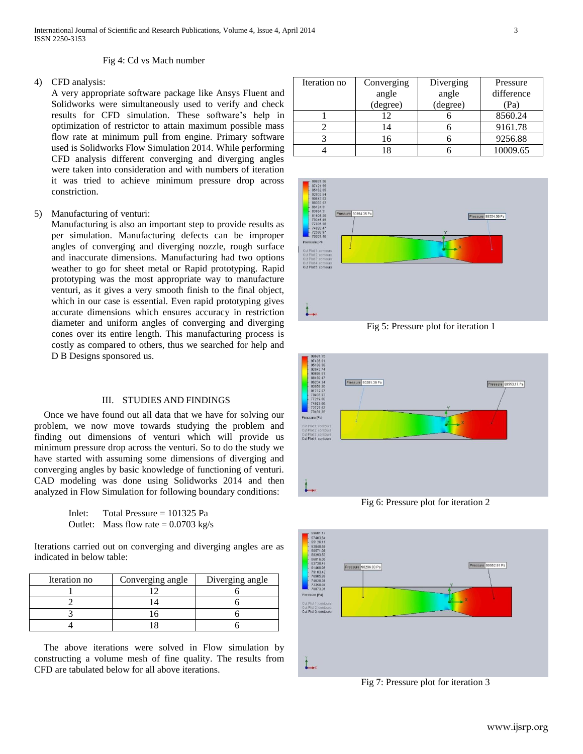Fig 4: Cd vs Mach number

4) CFD analysis:
   A very appropriate software package like Ansys Fluent and Solidworks were simultaneously used to verify and check results for CFD simulation. These software's help in optimization of restrictor to attain maximum possible mass flow rate at minimum pull from engine. Primary software used is Solidworks Flow Simulation 2014. While performing CFD analysis different converging and diverging angles were taken into consideration and with numbers of iteration it was tried to achieve minimum pressure drop across constriction.

5) Manufacturing of venturi:
   Manufacturing is also an important step to provide results as per simulation. Manufacturing defects can be improper angles of converging and diverging nozzle, rough surface and inaccurate dimensions. Manufacturing had two options weather to go for sheet metal or Rapid prototyping. Rapid prototyping was the most appropriate way to manufacture venturi, as it gives a very smooth finish to the final object, which in our case is essential. Even rapid prototyping gives accurate dimensions which ensures accuracy in restriction diameter and uniform angles of converging and diverging cones over its entire length. This manufacturing process is costly as compared to others, thus we searched for help and D B Designs sponsored us.

## III. Studies and Findings

Once we have found out all data that we have for solving our problem, we now move towards studying the problem and finding out dimensions of venturi which will provide us minimum pressure drop across the venturi. So to do the study we have started with assuming some dimensions of diverging and converging angles by basic knowledge of functioning of venturi. CAD modeling was done using Solidworks 2014 and then analyzed in Flow Simulation for following boundary conditions:

Inlet: Total Pressure = 101325 Pa
Outlet: Mass flow rate = 0.0703 kg/s

Iterations carried out on converging and diverging angles are as indicated in below table:

| Iteration no | Converging angle | Diverging angle |
|---|---|---|
| 1 | 12 | 6 |
| 2 | 14 | 6 |
| 3 | 16 | 6 |
| 4 | 18 | 6 |

The above iterations were solved in Flow simulation by constructing a volume mesh of fine quality. The results from CFD are tabulated below for all above iterations.

| Iteration no | Converging angle (degree) | Diverging angle (degree) | Pressure difference (Pa) |
|---|---|---|---|
| 1 | 12 | 6 | 8560.24 |
| 2 | 14 | 6 | 9161.78 |
| 3 | 16 | 6 | 9256.88 |
| 4 | 18 | 6 | 10009.65 |

Fig 5: Pressure plot for iteration 1

Fig 6: Pressure plot for iteration 2

Fig 7: Pressure plot for iteration 3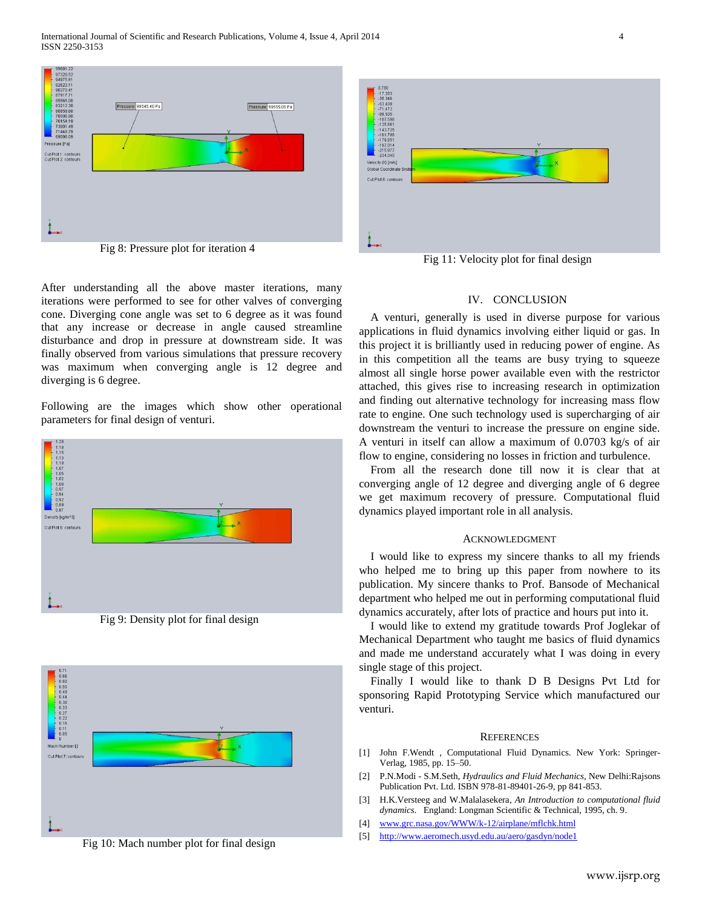Fig 8: Pressure plot for iteration 4

After understanding all the above master iterations, many iterations were performed to see for other valves of converging cone. Diverging cone angle was set to 6 degree as it was found that any increase or decrease in angle caused streamline disturbance and drop in pressure at downstream side. It was finally observed from various simulations that pressure recovery was maximum when converging angle is 12 degree and diverging is 6 degree.

Following are the images which show other operational parameters for final design of venturi.

Fig 9: Density plot for final design

Fig 10: Mach number plot for final design

Fig 11: Velocity plot for final design

## IV. CONCLUSION

A venturi, generally is used in diverse purpose for various applications in fluid dynamics involving either liquid or gas. In this project it is brilliantly used in reducing power of engine. As in this competition all the teams are busy trying to squeeze almost all single horse power available even with the restrictor attached, this gives rise to increasing research in optimization and finding out alternative technology for increasing mass flow rate to engine. One such technology used is supercharging of air downstream the venturi to increase the pressure on engine side. A venturi in itself can allow a maximum of 0.0703 kg/s of air flow to engine, considering no losses in friction and turbulence.

From all the research done till now it is clear that at converging angle of 12 degree and diverging angle of 6 degree we get maximum recovery of pressure. Computational fluid dynamics played important role in all analysis.

### ACKNOWLEDGMENT

I would like to express my sincere thanks to all my friends who helped me to bring up this paper from nowhere to its publication. My sincere thanks to Prof. Bansode of Mechanical department who helped me out in performing computational fluid dynamics accurately, after lots of practice and hours put into it.

I would like to extend my gratitude towards Prof Joglekar of Mechanical Department who taught me basics of fluid dynamics and made me understand accurately what I was doing in every single stage of this project.

Finally I would like to thank D B Designs Pvt Ltd for sponsoring Rapid Prototyping Service which manufactured our venturi.

### REFERENCES

[1] John F.Wendt , Computational Fluid Dynamics. New York: Springer-Verlag, 1985, pp. 15–50.

[2] P.N.Modi - S.M.Seth, *Hydraulics and Fluid Mechanics*, New Delhi:Rajsons Publication Pvt. Ltd. ISBN 978-81-89401-26-9, pp 841-853.

[3] H.K.Versteeg and W.Malalasekera, *An Introduction to computational fluid dynamics.* England: Longman Scientific & Technical, 1995, ch. 9.

[4] www.grc.nasa.gov/WWW/k-12/airplane/mflchk.html

[5] http://www.aeromech.usyd.edu.au/aero/gasdyn/node1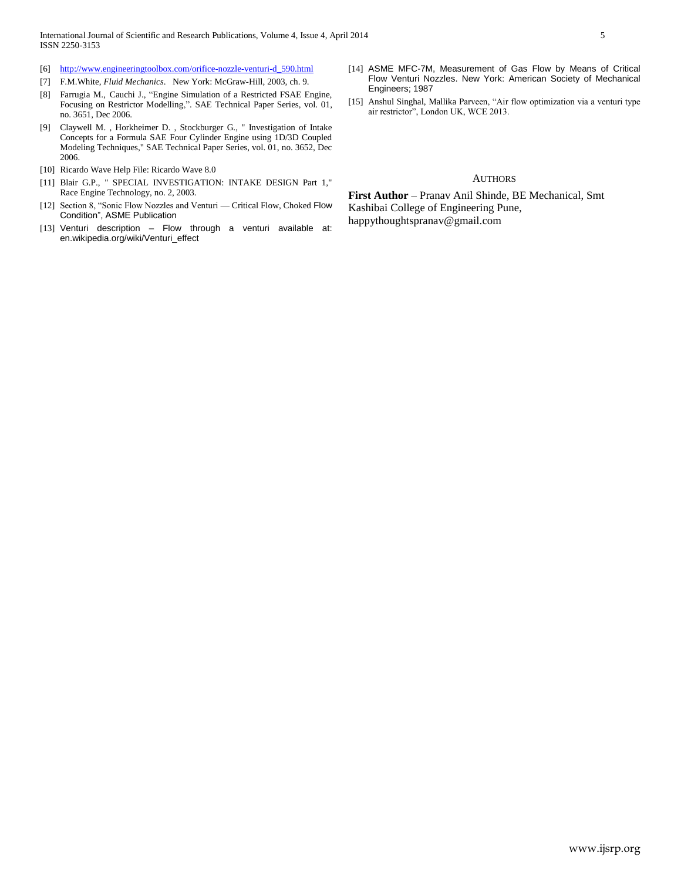[6] http://www.engineeringtoolbox.com/orifice-nozzle-venturi-d_590.html

[7] F.M.White, *Fluid Mechanics*. New York: McGraw-Hill, 2003, ch. 9.

[8] Farrugia M., Cauchi J., "Engine Simulation of a Restricted FSAE Engine, Focusing on Restrictor Modelling,". SAE Technical Paper Series, vol. 01, no. 3651, Dec 2006.

[9] Claywell M. , Horkheimer D. , Stockburger G., " Investigation of Intake Concepts for a Formula SAE Four Cylinder Engine using 1D/3D Coupled Modeling Techniques," SAE Technical Paper Series, vol. 01, no. 3652, Dec 2006.

[10] Ricardo Wave Help File: Ricardo Wave 8.0

[11] Blair G.P., " SPECIAL INVESTIGATION: INTAKE DESIGN Part 1," Race Engine Technology, no. 2, 2003.

[12] Section 8, "Sonic Flow Nozzles and Venturi — Critical Flow, Choked Flow Condition", ASME Publication

[13] Venturi description – Flow through a venturi available at: en.wikipedia.org/wiki/Venturi_effect

[14] ASME MFC-7M, Measurement of Gas Flow by Means of Critical Flow Venturi Nozzles. New York: American Society of Mechanical Engineers; 1987

[15] Anshul Singhal, Mallika Parveen, "Air flow optimization via a venturi type air restrictor", London UK, WCE 2013.

## AUTHORS

**First Author** – Pranav Anil Shinde, BE Mechanical, Smt Kashibai College of Engineering Pune, happythoughtspranav@gmail.com